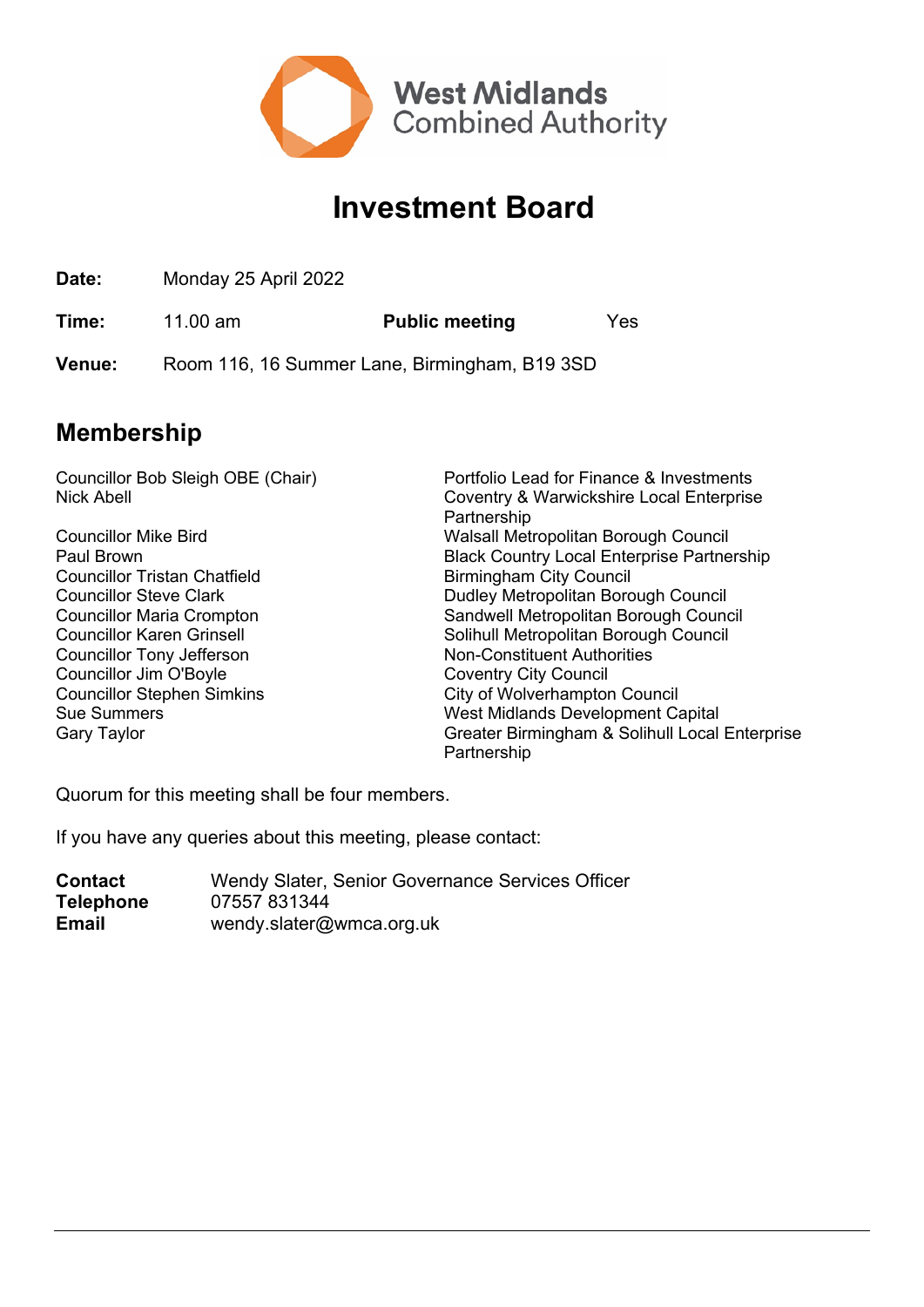West Midlands Combined Authority

# Investment Board

| | | | |
|---|---|---|---|
| **Date:** | Monday 25 April 2022 | | |
| **Time:** | 11.00 am | **Public meeting** | Yes |
| **Venue:** | Room 116, 16 Summer Lane, Birmingham, B19 3SD | | |

## Membership

| | |
|---|---|
| Councillor Bob Sleigh OBE (Chair) | Portfolio Lead for Finance & Investments |
| Nick Abell | Coventry & Warwickshire Local Enterprise Partnership |
| Councillor Mike Bird | Walsall Metropolitan Borough Council |
| Paul Brown | Black Country Local Enterprise Partnership |
| Councillor Tristan Chatfield | Birmingham City Council |
| Councillor Steve Clark | Dudley Metropolitan Borough Council |
| Councillor Maria Crompton | Sandwell Metropolitan Borough Council |
| Councillor Karen Grinsell | Solihull Metropolitan Borough Council |
| Councillor Tony Jefferson | Non-Constituent Authorities |
| Councillor Jim O'Boyle | Coventry City Council |
| Councillor Stephen Simkins | City of Wolverhampton Council |
| Sue Summers | West Midlands Development Capital |
| Gary Taylor | Greater Birmingham & Solihull Local Enterprise Partnership |

Quorum for this meeting shall be four members.

If you have any queries about this meeting, please contact:

| | |
|---|---|
| **Contact** | Wendy Slater, Senior Governance Services Officer |
| **Telephone** | 07557 831344 |
| **Email** | wendy.slater@wmca.org.uk |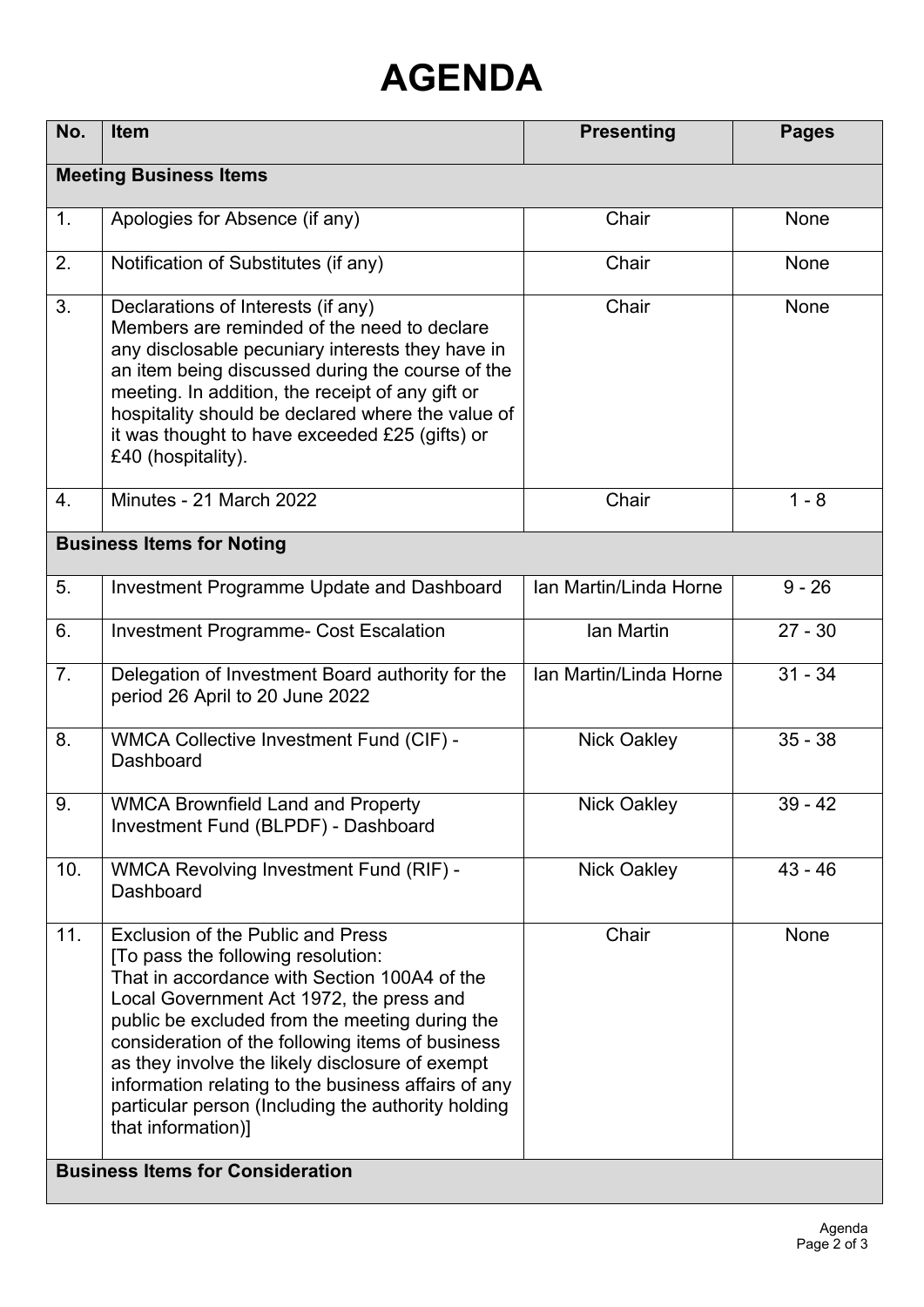# AGENDA

| No. | Item | Presenting | Pages |
|---|---|---|---|
| **Meeting Business Items** | | | |
| 1. | Apologies for Absence (if any) | Chair | None |
| 2. | Notification of Substitutes (if any) | Chair | None |
| 3. | Declarations of Interests (if any)<br>Members are reminded of the need to declare any disclosable pecuniary interests they have in an item being discussed during the course of the meeting. In addition, the receipt of any gift or hospitality should be declared where the value of it was thought to have exceeded £25 (gifts) or £40 (hospitality). | Chair | None |
| 4. | Minutes - 21 March 2022 | Chair | 1 - 8 |
| **Business Items for Noting** | | | |
| 5. | Investment Programme Update and Dashboard | Ian Martin/Linda Horne | 9 - 26 |
| 6. | Investment Programme- Cost Escalation | Ian Martin | 27 - 30 |
| 7. | Delegation of Investment Board authority for the period 26 April to 20 June 2022 | Ian Martin/Linda Horne | 31 - 34 |
| 8. | WMCA Collective Investment Fund (CIF) - Dashboard | Nick Oakley | 35 - 38 |
| 9. | WMCA Brownfield Land and Property Investment Fund (BLPDF) - Dashboard | Nick Oakley | 39 - 42 |
| 10. | WMCA Revolving Investment Fund (RIF) - Dashboard | Nick Oakley | 43 - 46 |
| 11. | Exclusion of the Public and Press<br>[To pass the following resolution:<br>That in accordance with Section 100A4 of the Local Government Act 1972, the press and public be excluded from the meeting during the consideration of the following items of business as they involve the likely disclosure of exempt information relating to the business affairs of any particular person (Including the authority holding that information)] | Chair | None |
| **Business Items for Consideration** | | | |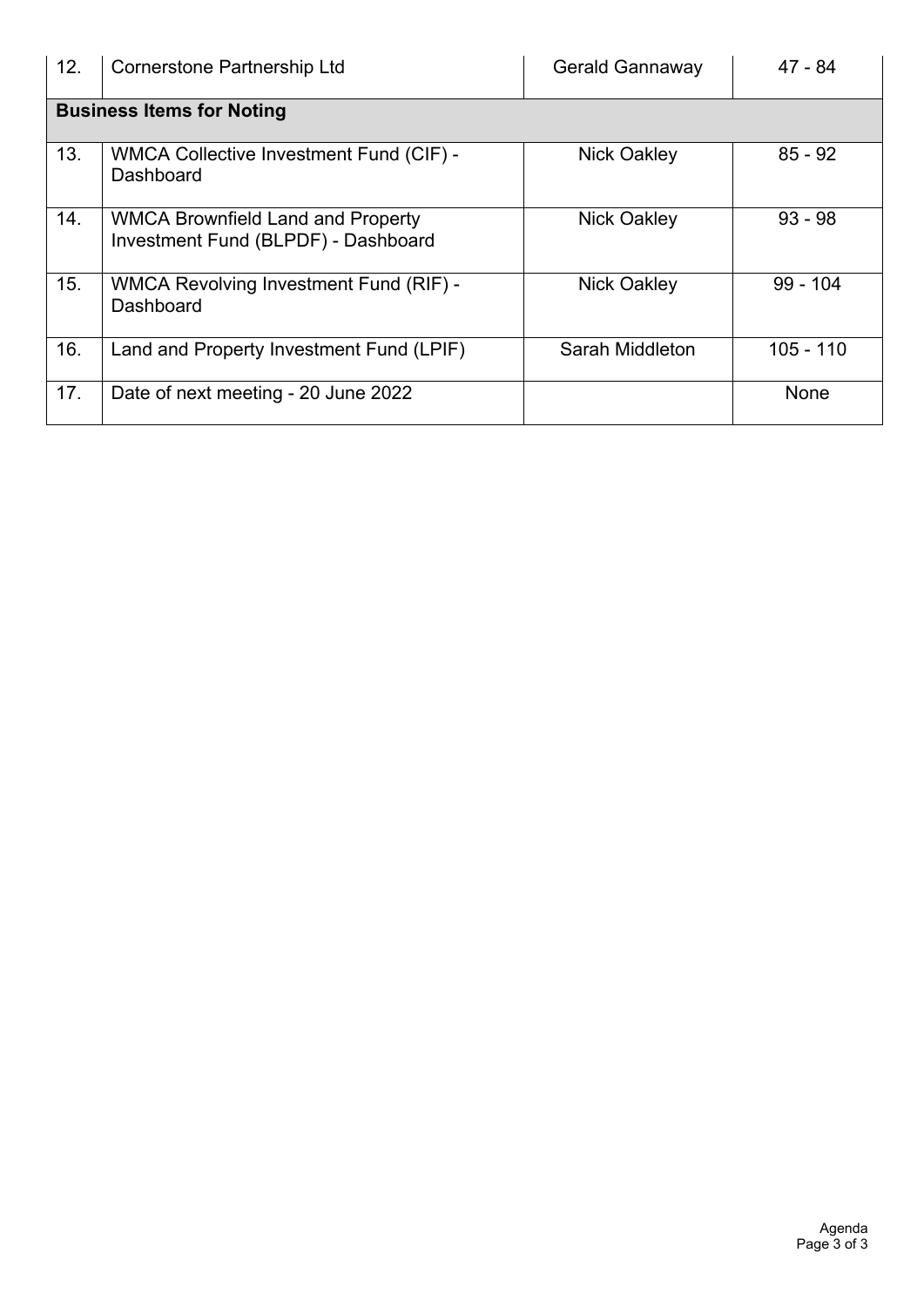| | | | |
|---|---|---|---|
| 12. | Cornerstone Partnership Ltd | Gerald Gannaway | 47 - 84 |
| **Business Items for Noting** | | | |
| 13. | WMCA Collective Investment Fund (CIF) - Dashboard | Nick Oakley | 85 - 92 |
| 14. | WMCA Brownfield Land and Property Investment Fund (BLPDF) - Dashboard | Nick Oakley | 93 - 98 |
| 15. | WMCA Revolving Investment Fund (RIF) - Dashboard | Nick Oakley | 99 - 104 |
| 16. | Land and Property Investment Fund (LPIF) | Sarah Middleton | 105 - 110 |
| 17. | Date of next meeting - 20 June 2022 | | None |